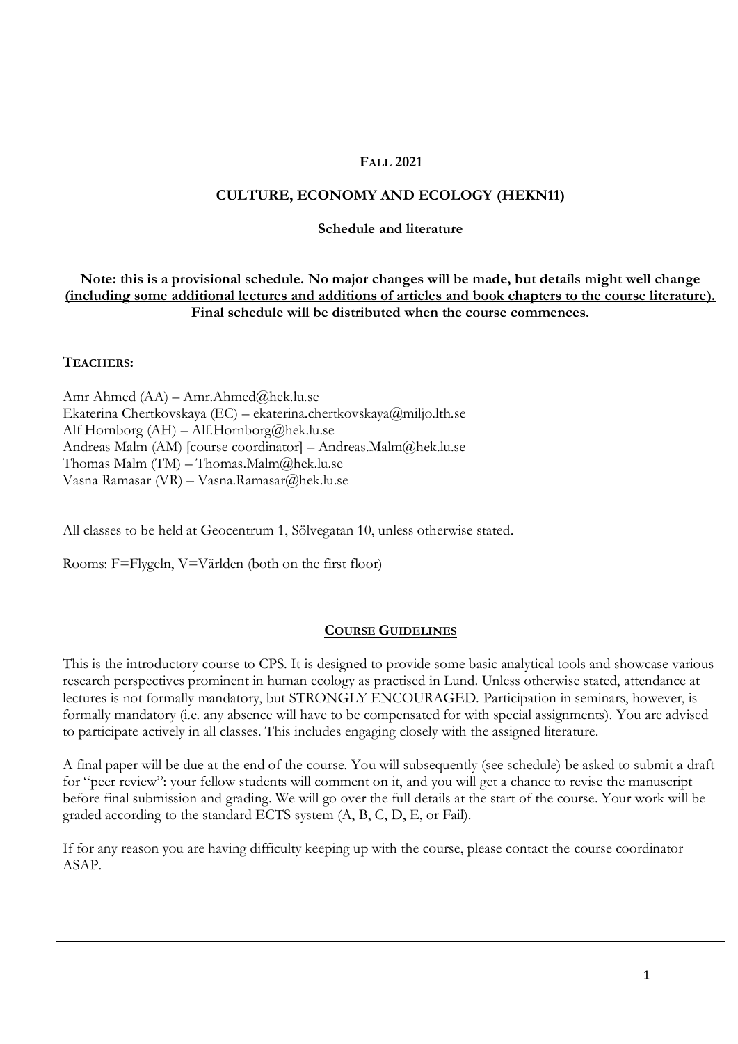**Fall 2021**

**CULTURE, ECONOMY AND ECOLOGY (HEKN11)**

**Schedule and literature**

**Note: this is a provisional schedule. No major changes will be made, but details might well change (including some additional lectures and additions of articles and book chapters to the course literature). Final schedule will be distributed when the course commences.**

**Teachers:**

Amr Ahmed (AA) – Amr.Ahmed@hek.lu.se
Ekaterina Chertkovskaya (EC) – ekaterina.chertkovskaya@miljo.lth.se
Alf Hornborg (AH) – Alf.Hornborg@hek.lu.se
Andreas Malm (AM) [course coordinator] – Andreas.Malm@hek.lu.se
Thomas Malm (TM) – Thomas.Malm@hek.lu.se
Vasna Ramasar (VR) – Vasna.Ramasar@hek.lu.se

All classes to be held at Geocentrum 1, Sölvegatan 10, unless otherwise stated.

Rooms: F=Flygeln, V=Världen (both on the first floor)

**Course Guidelines**

This is the introductory course to CPS. It is designed to provide some basic analytical tools and showcase various research perspectives prominent in human ecology as practised in Lund. Unless otherwise stated, attendance at lectures is not formally mandatory, but STRONGLY ENCOURAGED. Participation in seminars, however, is formally mandatory (i.e. any absence will have to be compensated for with special assignments). You are advised to participate actively in all classes. This includes engaging closely with the assigned literature.

A final paper will be due at the end of the course. You will subsequently (see schedule) be asked to submit a draft for "peer review": your fellow students will comment on it, and you will get a chance to revise the manuscript before final submission and grading. We will go over the full details at the start of the course. Your work will be graded according to the standard ECTS system (A, B, C, D, E, or Fail).

If for any reason you are having difficulty keeping up with the course, please contact the course coordinator ASAP.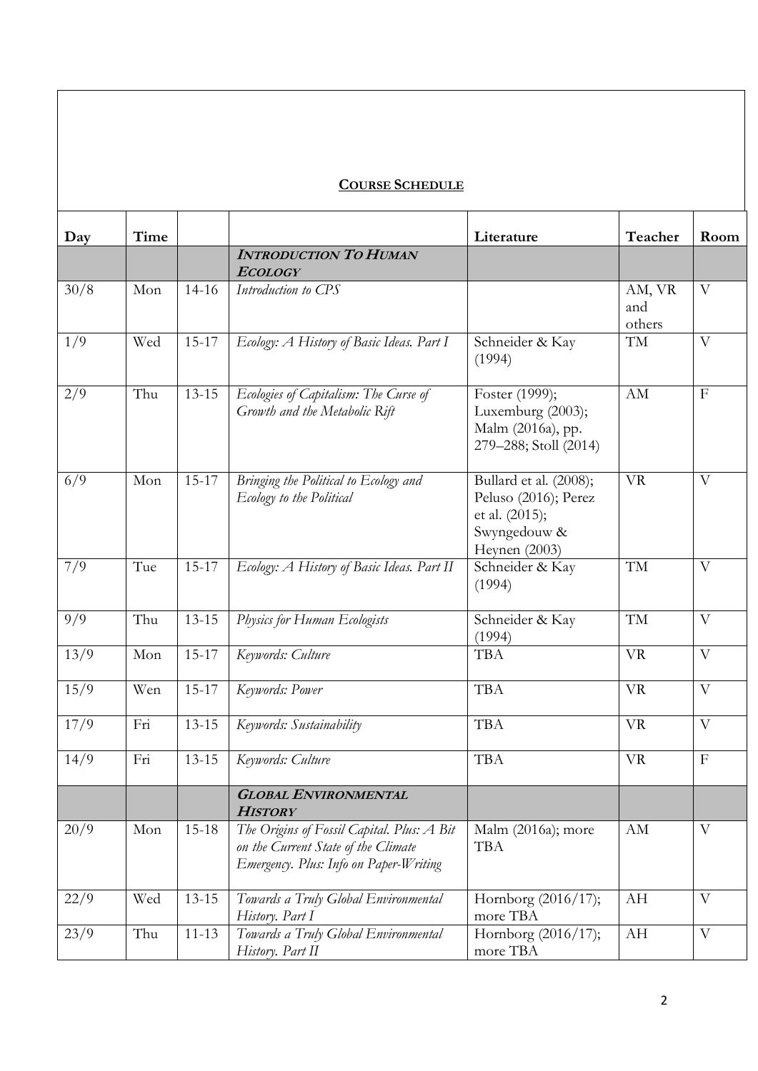**COURSE SCHEDULE**

| Day | Time | | | Literature | Teacher | Room |
|---|---|---|---|---|---|---|
| | | | ***INTRODUCTION TO HUMAN ECOLOGY*** | | | |
| 30/8 | Mon | 14-16 | *Introduction to CPS* | | AM, VR and others | V |
| 1/9 | Wed | 15-17 | *Ecology: A History of Basic Ideas. Part I* | Schneider & Kay (1994) | TM | V |
| 2/9 | Thu | 13-15 | *Ecologies of Capitalism: The Curse of Growth and the Metabolic Rift* | Foster (1999); Luxemburg (2003); Malm (2016a), pp. 279–288; Stoll (2014) | AM | F |
| 6/9 | Mon | 15-17 | *Bringing the Political to Ecology and Ecology to the Political* | Bullard et al. (2008); Peluso (2016); Perez et al. (2015); Swyngedouw & Heynen (2003) | VR | V |
| 7/9 | Tue | 15-17 | *Ecology: A History of Basic Ideas. Part II* | Schneider & Kay (1994) | TM | V |
| 9/9 | Thu | 13-15 | *Physics for Human Ecologists* | Schneider & Kay (1994) | TM | V |
| 13/9 | Mon | 15-17 | *Keywords: Culture* | TBA | VR | V |
| 15/9 | Wen | 15-17 | *Keywords: Power* | TBA | VR | V |
| 17/9 | Fri | 13-15 | *Keywords: Sustainability* | TBA | VR | V |
| 14/9 | Fri | 13-15 | *Keywords: Culture* | TBA | VR | F |
| | | | ***GLOBAL ENVIRONMENTAL HISTORY*** | | | |
| 20/9 | Mon | 15-18 | *The Origins of Fossil Capital. Plus: A Bit on the Current State of the Climate Emergency. Plus: Info on Paper-Writing* | Malm (2016a); more TBA | AM | V |
| 22/9 | Wed | 13-15 | *Towards a Truly Global Environmental History. Part I* | Hornborg (2016/17); more TBA | AH | V |
| 23/9 | Thu | 11-13 | *Towards a Truly Global Environmental History. Part II* | Hornborg (2016/17); more TBA | AH | V |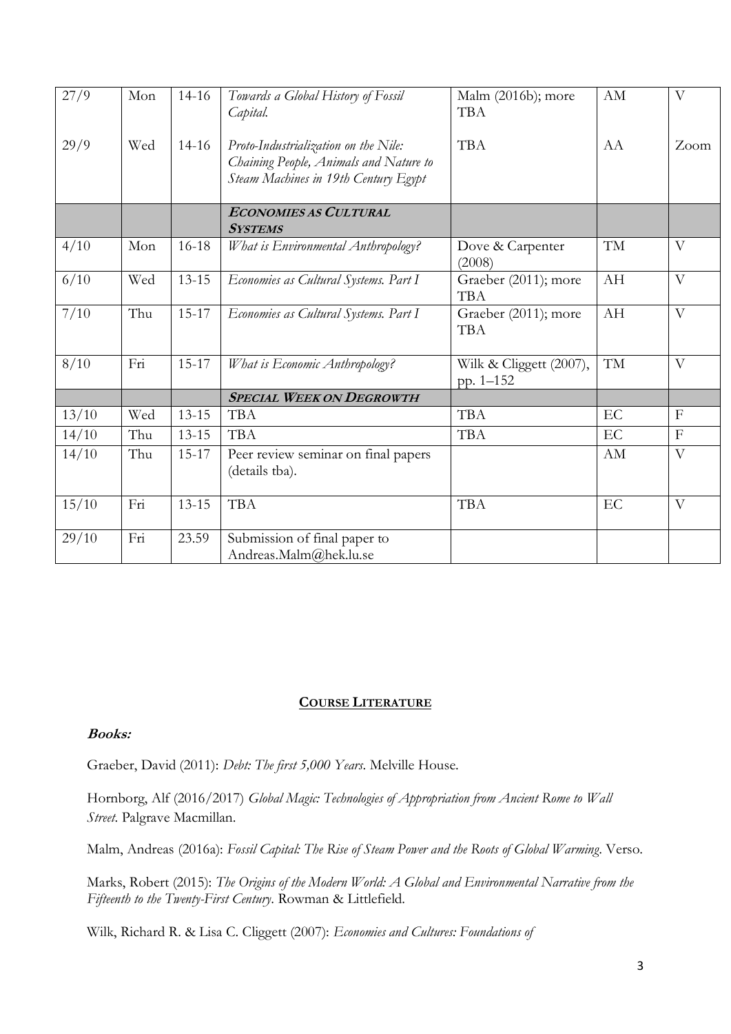| 27/9 | Mon | 14-16 | *Towards a Global History of Fossil Capital.* | Malm (2016b); more TBA | AM | V |
|---|---|---|---|---|---|---|
| 29/9 | Wed | 14-16 | *Proto-Industrialization on the Nile: Chaining People, Animals and Nature to Steam Machines in 19th Century Egypt* | TBA | AA | Zoom |
| | | | ***Economies as Cultural Systems*** | | | |
| 4/10 | Mon | 16-18 | *What is Environmental Anthropology?* | Dove & Carpenter (2008) | TM | V |
| 6/10 | Wed | 13-15 | *Economies as Cultural Systems. Part I* | Graeber (2011); more TBA | AH | V |
| 7/10 | Thu | 15-17 | *Economies as Cultural Systems. Part I* | Graeber (2011); more TBA | AH | V |
| 8/10 | Fri | 15-17 | *What is Economic Anthropology?* | Wilk & Cliggett (2007), pp. 1–152 | TM | V |
| | | | ***Special Week on Degrowth*** | | | |
| 13/10 | Wed | 13-15 | TBA | TBA | EC | F |
| 14/10 | Thu | 13-15 | TBA | TBA | EC | F |
| 14/10 | Thu | 15-17 | Peer review seminar on final papers (details tba). | | AM | V |
| 15/10 | Fri | 13-15 | TBA | TBA | EC | V |
| 29/10 | Fri | 23.59 | Submission of final paper to Andreas.Malm@hek.lu.se | | | |

## **Course Literature**

***Books:***

Graeber, David (2011): *Debt: The first 5,000 Years*. Melville House.

Hornborg, Alf (2016/2017) *Global Magic: Technologies of Appropriation from Ancient Rome to Wall Street*. Palgrave Macmillan.

Malm, Andreas (2016a): *Fossil Capital: The Rise of Steam Power and the Roots of Global Warming*. Verso.

Marks, Robert (2015): *The Origins of the Modern World: A Global and Environmental Narrative from the Fifteenth to the Twenty-First Century*. Rowman & Littlefield.

Wilk, Richard R. & Lisa C. Cliggett (2007): *Economies and Cultures: Foundations of*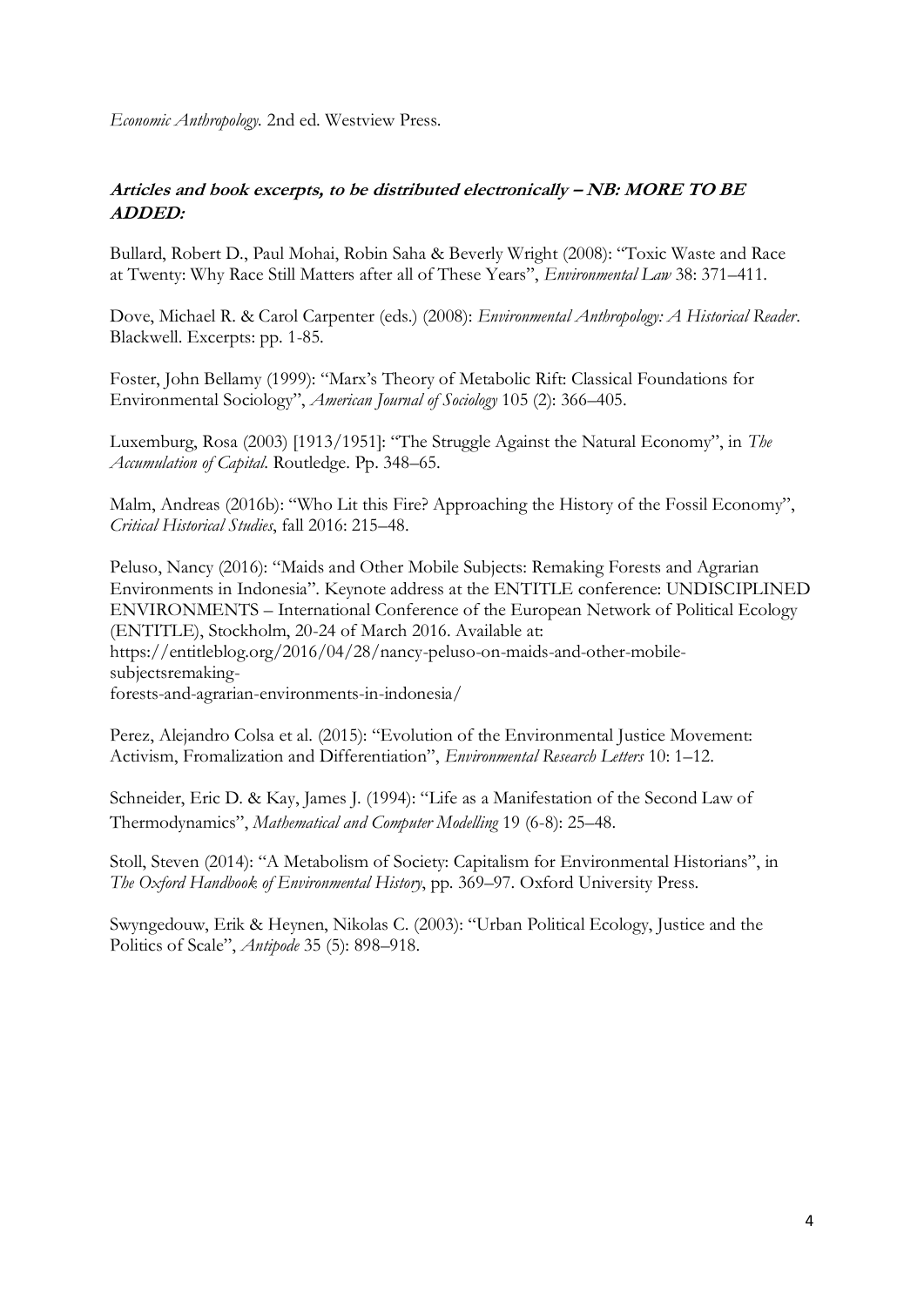*Economic Anthropology.* 2nd ed. Westview Press.

### ***Articles and book excerpts, to be distributed electronically – NB: MORE TO BE ADDED:***

Bullard, Robert D., Paul Mohai, Robin Saha & Beverly Wright (2008): "Toxic Waste and Race at Twenty: Why Race Still Matters after all of These Years", *Environmental Law* 38: 371–411.

Dove, Michael R. & Carol Carpenter (eds.) (2008): *Environmental Anthropology: A Historical Reader*. Blackwell. Excerpts: pp. 1-85.

Foster, John Bellamy (1999): "Marx's Theory of Metabolic Rift: Classical Foundations for Environmental Sociology", *American Journal of Sociology* 105 (2): 366–405.

Luxemburg, Rosa (2003) [1913/1951]: "The Struggle Against the Natural Economy", in *The Accumulation of Capital*. Routledge. Pp. 348–65.

Malm, Andreas (2016b): "Who Lit this Fire? Approaching the History of the Fossil Economy", *Critical Historical Studies*, fall 2016: 215–48.

Peluso, Nancy (2016): "Maids and Other Mobile Subjects: Remaking Forests and Agrarian Environments in Indonesia". Keynote address at the ENTITLE conference: UNDISCIPLINED ENVIRONMENTS – International Conference of the European Network of Political Ecology (ENTITLE), Stockholm, 20-24 of March 2016. Available at:
https://entitleblog.org/2016/04/28/nancy-peluso-on-maids-and-other-mobile-subjectsremaking-
forests-and-agrarian-environments-in-indonesia/

Perez, Alejandro Colsa et al. (2015): "Evolution of the Environmental Justice Movement: Activism, Fromalization and Differentiation", *Environmental Research Letters* 10: 1–12.

Schneider, Eric D. & Kay, James J. (1994): "Life as a Manifestation of the Second Law of Thermodynamics", *Mathematical and Computer Modelling* 19 (6-8): 25–48.

Stoll, Steven (2014): "A Metabolism of Society: Capitalism for Environmental Historians", in *The Oxford Handbook of Environmental History*, pp. 369–97. Oxford University Press.

Swyngedouw, Erik & Heynen, Nikolas C. (2003): "Urban Political Ecology, Justice and the Politics of Scale", *Antipode* 35 (5): 898–918.